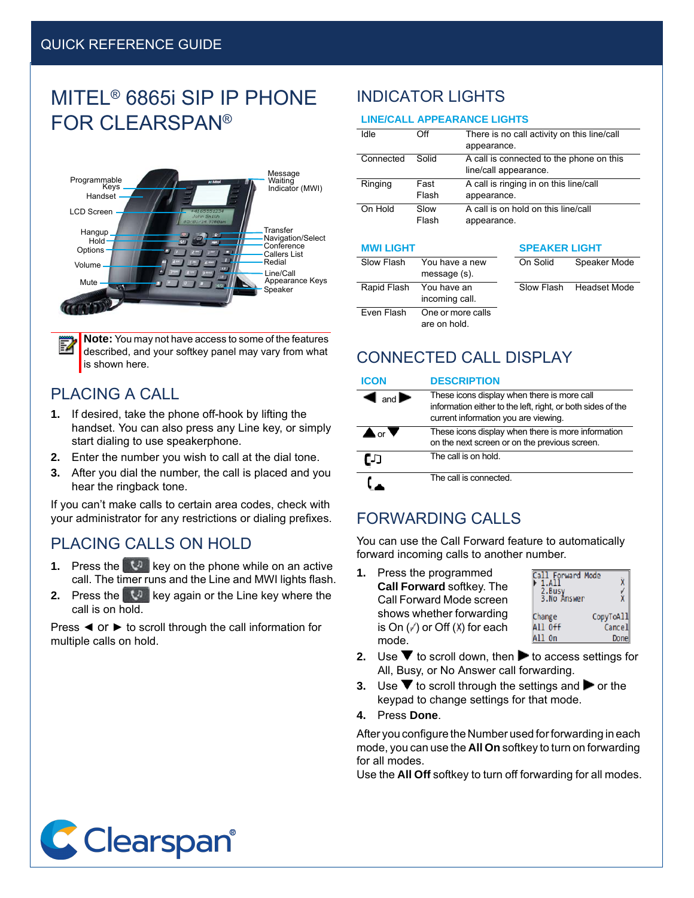QUICK REFERENCE GUIDE

# MITEL® 6865i SIP IP PHONE FOR CLEARSPAN®

Programmable Keys
Handset
LCD Screen
Hangup
Hold
Options
Volume
Mute
Message Waiting Indicator (MWI)
Transfer
Navigation/Select
Conference
Callers List
Redial
Line/Call Appearance Keys
Speaker

**Note:** You may not have access to some of the features described, and your softkey panel may vary from what is shown here.

## PLACING A CALL

1. If desired, take the phone off-hook by lifting the handset. You can also press any Line key, or simply start dialing to use speakerphone.
2. Enter the number you wish to call at the dial tone.
3. After you dial the number, the call is placed and you hear the ringback tone.

If you can't make calls to certain area codes, check with your administrator for any restrictions or dialing prefixes.

## PLACING CALLS ON HOLD

1. Press the [Hold] key on the phone while on an active call. The timer runs and the Line and MWI lights flash.
2. Press the [Hold] key again or the Line key where the call is on hold.

Press ◄ or ► to scroll through the call information for multiple calls on hold.

## INDICATOR LIGHTS

### LINE/CALL APPEARANCE LIGHTS

| | | |
|---|---|---|
| Idle | Off | There is no call activity on this line/call appearance. |
| Connected | Solid | A call is connected to the phone on this line/call appearance. |
| Ringing | Fast Flash | A call is ringing in on this line/call appearance. |
| On Hold | Slow Flash | A call is on hold on this line/call appearance. |

### MWI LIGHT

| | |
|---|---|
| Slow Flash | You have a new message (s). |
| Rapid Flash | You have an incoming call. |
| Even Flash | One or more calls are on hold. |

### SPEAKER LIGHT

| | |
|---|---|
| On Solid | Speaker Mode |
| Slow Flash | Headset Mode |

## CONNECTED CALL DISPLAY

| ICON | DESCRIPTION |
|---|---|
| ◄ and ► | These icons display when there is more call information either to the left, right, or both sides of the current information you are viewing. |
| ▲ or ▼ | These icons display when there is more information on the next screen or on the previous screen. |
| [Hold icon] | The call is on hold. |
| [Connected icon] | The call is connected. |

## FORWARDING CALLS

You can use the Call Forward feature to automatically forward incoming calls to another number.

1. Press the programmed **Call Forward** softkey. The Call Forward Mode screen shows whether forwarding is On (✓) or Off (X) for each mode.

```
Call Forward Mode
▸ 1.All            X
  2.Busy           ✓
  3.No Answer      X
Change      CopyToAll
All Off        Cancel
All On           Done
```

2. Use ▼ to scroll down, then ► to access settings for All, Busy, or No Answer call forwarding.
3. Use ▼ to scroll through the settings and ► or the keypad to change settings for that mode.
4. Press **Done**.

After you configure the Number used for forwarding in each mode, you can use the **All On** softkey to turn on forwarding for all modes.
Use the **All Off** softkey to turn off forwarding for all modes.

Clearspan®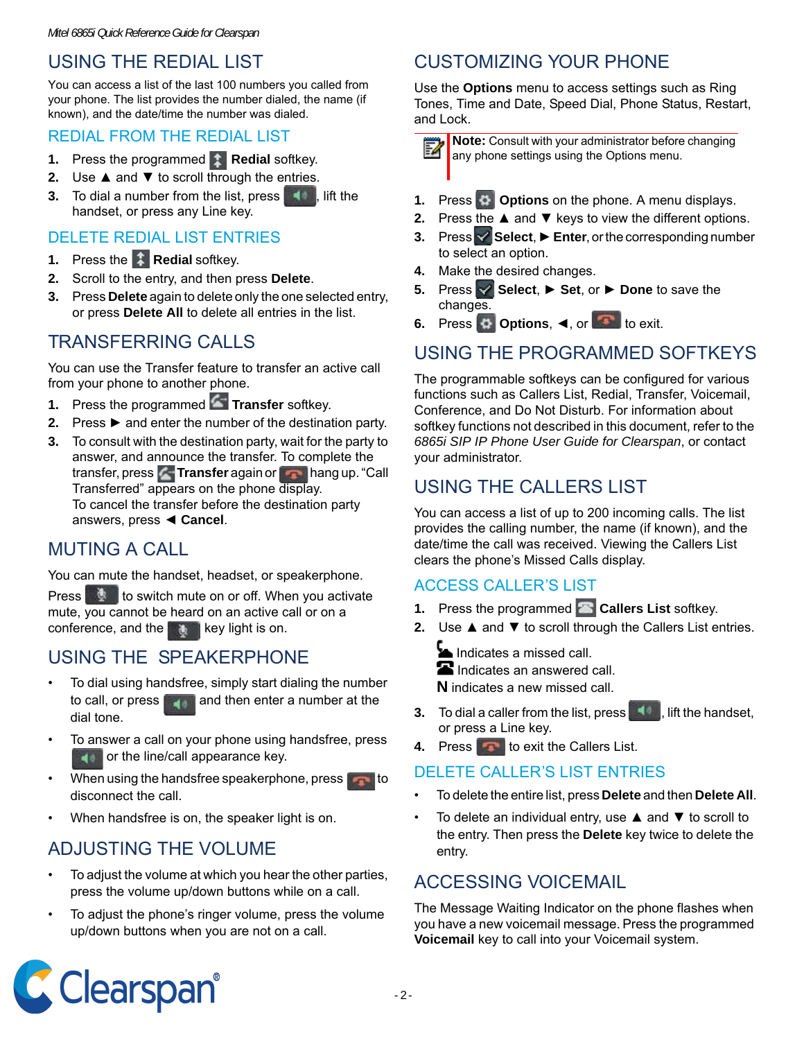## USING THE REDIAL LIST

You can access a list of the last 100 numbers you called from your phone. The list provides the number dialed, the name (if known), and the date/time the number was dialed.

### REDIAL FROM THE REDIAL LIST

1. Press the programmed **Redial** softkey.
2. Use ▲ and ▼ to scroll through the entries.
3. To dial a number from the list, press , lift the handset, or press any Line key.

### DELETE REDIAL LIST ENTRIES

1. Press the **Redial** softkey.
2. Scroll to the entry, and then press **Delete**.
3. Press **Delete** again to delete only the one selected entry, or press **Delete All** to delete all entries in the list.

## TRANSFERRING CALLS

You can use the Transfer feature to transfer an active call from your phone to another phone.

1. Press the programmed **Transfer** softkey.
2. Press ► and enter the number of the destination party.
3. To consult with the destination party, wait for the party to answer, and announce the transfer. To complete the transfer, press **Transfer** again or hang up. "Call Transferred" appears on the phone display.
   To cancel the transfer before the destination party answers, press ◄ **Cancel**.

## MUTING A CALL

You can mute the handset, headset, or speakerphone.

Press to switch mute on or off. When you activate mute, you cannot be heard on an active call or on a conference, and the key light is on.

## USING THE SPEAKERPHONE

- To dial using handsfree, simply start dialing the number to call, or press and then enter a number at the dial tone.
- To answer a call on your phone using handsfree, press or the line/call appearance key.
- When using the handsfree speakerphone, press to disconnect the call.
- When handsfree is on, the speaker light is on.

## ADJUSTING THE VOLUME

- To adjust the volume at which you hear the other parties, press the volume up/down buttons while on a call.
- To adjust the phone's ringer volume, press the volume up/down buttons when you are not on a call.

## CUSTOMIZING YOUR PHONE

Use the **Options** menu to access settings such as Ring Tones, Time and Date, Speed Dial, Phone Status, Restart, and Lock.

**Note:** Consult with your administrator before changing any phone settings using the Options menu.

1. Press **Options** on the phone. A menu displays.
2. Press the ▲ and ▼ keys to view the different options.
3. Press **Select**, ► **Enter**, or the corresponding number to select an option.
4. Make the desired changes.
5. Press **Select**, ► **Set**, or ► **Done** to save the changes.
6. Press **Options**, ◄, or to exit.

## USING THE PROGRAMMED SOFTKEYS

The programmable softkeys can be configured for various functions such as Callers List, Redial, Transfer, Voicemail, Conference, and Do Not Disturb. For information about softkey functions not described in this document, refer to the *6865i SIP IP Phone User Guide for Clearspan*, or contact your administrator.

## USING THE CALLERS LIST

You can access a list of up to 200 incoming calls. The list provides the calling number, the name (if known), and the date/time the call was received. Viewing the Callers List clears the phone's Missed Calls display.

### ACCESS CALLER'S LIST

1. Press the programmed **Callers List** softkey.
2. Use ▲ and ▼ to scroll through the Callers List entries.

   Indicates a missed call.
   Indicates an answered call.
   **N** indicates a new missed call.

3. To dial a caller from the list, press , lift the handset, or press a Line key.
4. Press to exit the Callers List.

### DELETE CALLER'S LIST ENTRIES

- To delete the entire list, press **Delete** and then **Delete All**.
- To delete an individual entry, use ▲ and ▼ to scroll to the entry. Then press the **Delete** key twice to delete the entry.

## ACCESSING VOICEMAIL

The Message Waiting Indicator on the phone flashes when you have a new voicemail message. Press the programmed **Voicemail** key to call into your Voicemail system.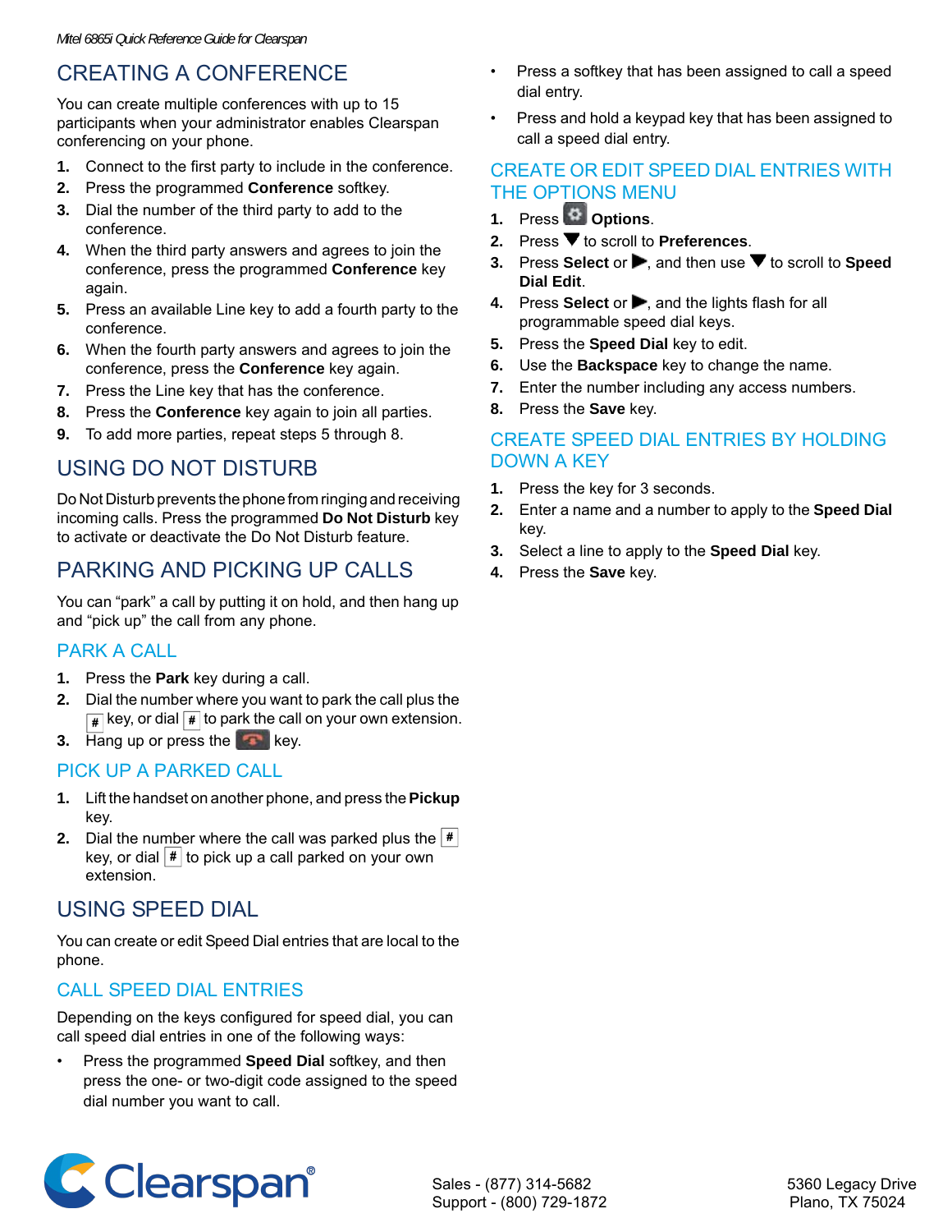## CREATING A CONFERENCE

You can create multiple conferences with up to 15 participants when your administrator enables Clearspan conferencing on your phone.

1. Connect to the first party to include in the conference.
2. Press the programmed **Conference** softkey.
3. Dial the number of the third party to add to the conference.
4. When the third party answers and agrees to join the conference, press the programmed **Conference** key again.
5. Press an available Line key to add a fourth party to the conference.
6. When the fourth party answers and agrees to join the conference, press the **Conference** key again.
7. Press the Line key that has the conference.
8. Press the **Conference** key again to join all parties.
9. To add more parties, repeat steps 5 through 8.

## USING DO NOT DISTURB

Do Not Disturb prevents the phone from ringing and receiving incoming calls. Press the programmed **Do Not Disturb** key to activate or deactivate the Do Not Disturb feature.

## PARKING AND PICKING UP CALLS

You can "park" a call by putting it on hold, and then hang up and "pick up" the call from any phone.

### PARK A CALL

1. Press the **Park** key during a call.
2. Dial the number where you want to park the call plus the # key, or dial # to park the call on your own extension.
3. Hang up or press the key.

### PICK UP A PARKED CALL

1. Lift the handset on another phone, and press the **Pickup** key.
2. Dial the number where the call was parked plus the # key, or dial # to pick up a call parked on your own extension.

## USING SPEED DIAL

You can create or edit Speed Dial entries that are local to the phone.

### CALL SPEED DIAL ENTRIES

Depending on the keys configured for speed dial, you can call speed dial entries in one of the following ways:

- Press the programmed **Speed Dial** softkey, and then press the one- or two-digit code assigned to the speed dial number you want to call.
- Press a softkey that has been assigned to call a speed dial entry.
- Press and hold a keypad key that has been assigned to call a speed dial entry.

### CREATE OR EDIT SPEED DIAL ENTRIES WITH THE OPTIONS MENU

1. Press **Options**.
2. Press ▼ to scroll to **Preferences**.
3. Press **Select** or ▶, and then use ▼ to scroll to **Speed Dial Edit**.
4. Press **Select** or ▶, and the lights flash for all programmable speed dial keys.
5. Press the **Speed Dial** key to edit.
6. Use the **Backspace** key to change the name.
7. Enter the number including any access numbers.
8. Press the **Save** key.

### CREATE SPEED DIAL ENTRIES BY HOLDING DOWN A KEY

1. Press the key for 3 seconds.
2. Enter a name and a number to apply to the **Speed Dial** key.
3. Select a line to apply to the **Speed Dial** key.
4. Press the **Save** key.

Clearspan®

Sales - (877) 314-5682
Support - (800) 729-1872

5360 Legacy Drive
Plano, TX 75024